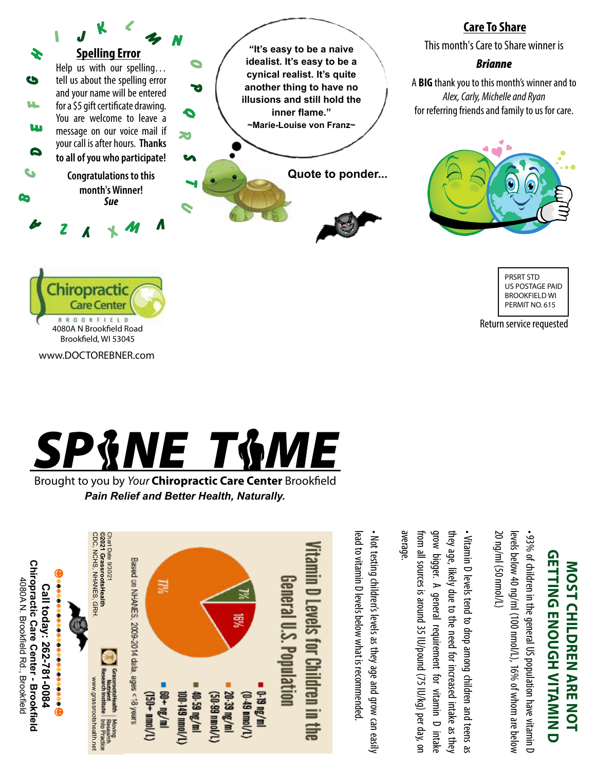## Spelling Error

Help us with our spelling… tell us about the spelling error and your name will be entered for a $5 gift certificate drawing. You are welcome to leave a message on our voice mail if your call is after hours. **Thanks to all of you who participate!**

Congratulations to this month's Winner!
*Sue*

"It's easy to be a naive idealist. It's easy to be a cynical realist. It's quite another thing to have no illusions and still hold the inner flame."
~Marie-Louise von Franz~

**Quote to ponder...**

## Care To Share

This month's Care to Share winner is

***Brianne***

A **BIG** thank you to this month's winner and to *Alex, Carly, Michelle and Ryan* for referring friends and family to us for care.

Chiropractic Care Center
BROOKFIELD
4080A N Brookfield Road
Brookfield, WI 53045

www.DOCTOREBNER.com

PRSRT STD
US POSTAGE PAID
BROOKFIELD WI
PERMIT NO. 615

Return service requested

# SPINE TIME

Brought to you by *Your* **Chiropractic Care Center** Brookfield

***Pain Relief and Better Health, Naturally.***

## MOST CHILDREN ARE NOT GETTING ENOUGH VITAMIN D

- 93% of children in the general US population have vitamin D levels below 40 ng/ml (100 nmol/L), 16% of whom are below 20 ng/ml (50 nmol/L)
- Vitamin D levels tend to drop among children and teens as they age, likely due to the need for increased intake as they grow bigger. A general requirement for vitamin D intake from all sources is around 35 IU/pound (75 IU/kg) per day, on average.
- Not testing children's levels as they age and grow can easily lead to vitamin D levels below what is recommended.

### Vitamin D Levels for Children in the General U.S. Population

| Level | Percentage |
|---|---|
| 0-19 ng/ml (0-49 nmol/L) | |
| 20-39 ng/ml (50-99 nmol/L) | 77% |
| 40-59 ng/ml (100-149 nmol/L) | 7% |
| 60+ ng/ml (150+ nmol/L) | |

16%

Based on NHANES, 2009-2014 data, ages <18 years

Chart Date 9/30/21
©2021 GrassrootsHealth
CDC, NCHS, NHANES, GRH.

GrassrootsHealth Nutrient Research Institute | Moving Research Into Practice
www.grassrootshealth.net

**Call today: 262-781-0084**
**Chiropractic Care Center - Brookfield**
4080A N. Brookfield Rd., Brookfield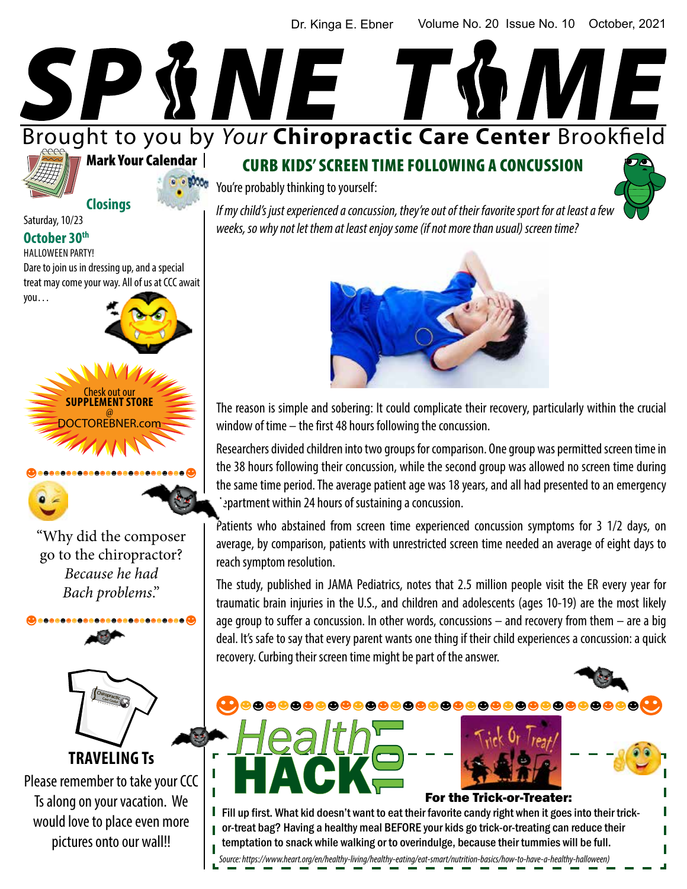Dr. Kinga E. Ebner Volume No. 20 Issue No. 10 October, 2021

# SPINE TIME

Brought to you by *Your* **Chiropractic Care Center** Brookfield

## Mark Your Calendar

### Closings

Saturday, 10/23

### October 30th

HALLOWEEN PARTY!

Dare to join us in dressing up, and a special treat may come your way. All of us at CCC await you…

Chesk out our **SUPPLEMENT STORE** @ DOCTOREBNER.com

"Why did the composer go to the chiropractor? *Because he had Bach problems*."

### TRAVELING Ts

Please remember to take your CCC Ts along on your vacation. We would love to place even more pictures onto our wall!!

## CURB KIDS' SCREEN TIME FOLLOWING A CONCUSSION

You're probably thinking to yourself:

*If my child's just experienced a concussion, they're out of their favorite sport for at least a few weeks, so why not let them at least enjoy some (if not more than usual) screen time?*

The reason is simple and sobering: It could complicate their recovery, particularly within the crucial window of time – the first 48 hours following the concussion.

Researchers divided children into two groups for comparison. One group was permitted screen time in the 38 hours following their concussion, while the second group was allowed no screen time during the same time period. The average patient age was 18 years, and all had presented to an emergency department within 24 hours of sustaining a concussion.

Patients who abstained from screen time experienced concussion symptoms for 3 1/2 days, on average, by comparison, patients with unrestricted screen time needed an average of eight days to reach symptom resolution.

The study, published in JAMA Pediatrics, notes that 2.5 million people visit the ER every year for traumatic brain injuries in the U.S., and children and adolescents (ages 10-19) are the most likely age group to suffer a concussion. In other words, concussions – and recovery from them – are a big deal. It's safe to say that every parent wants one thing if their child experiences a concussion: a quick recovery. Curbing their screen time might be part of the answer.

## Health HACK 101

Trick Or Treat!

**For the Trick-or-Treater:**

**Fill up first. What kid doesn't want to eat their favorite candy right when it goes into their trick-or-treat bag? Having a healthy meal BEFORE your kids go trick-or-treating can reduce their temptation to snack while walking or to overindulge, because their tummies will be full.**

*Source: https://www.heart.org/en/healthy-living/healthy-eating/eat-smart/nutrition-basics/how-to-have-a-healthy-halloween)*